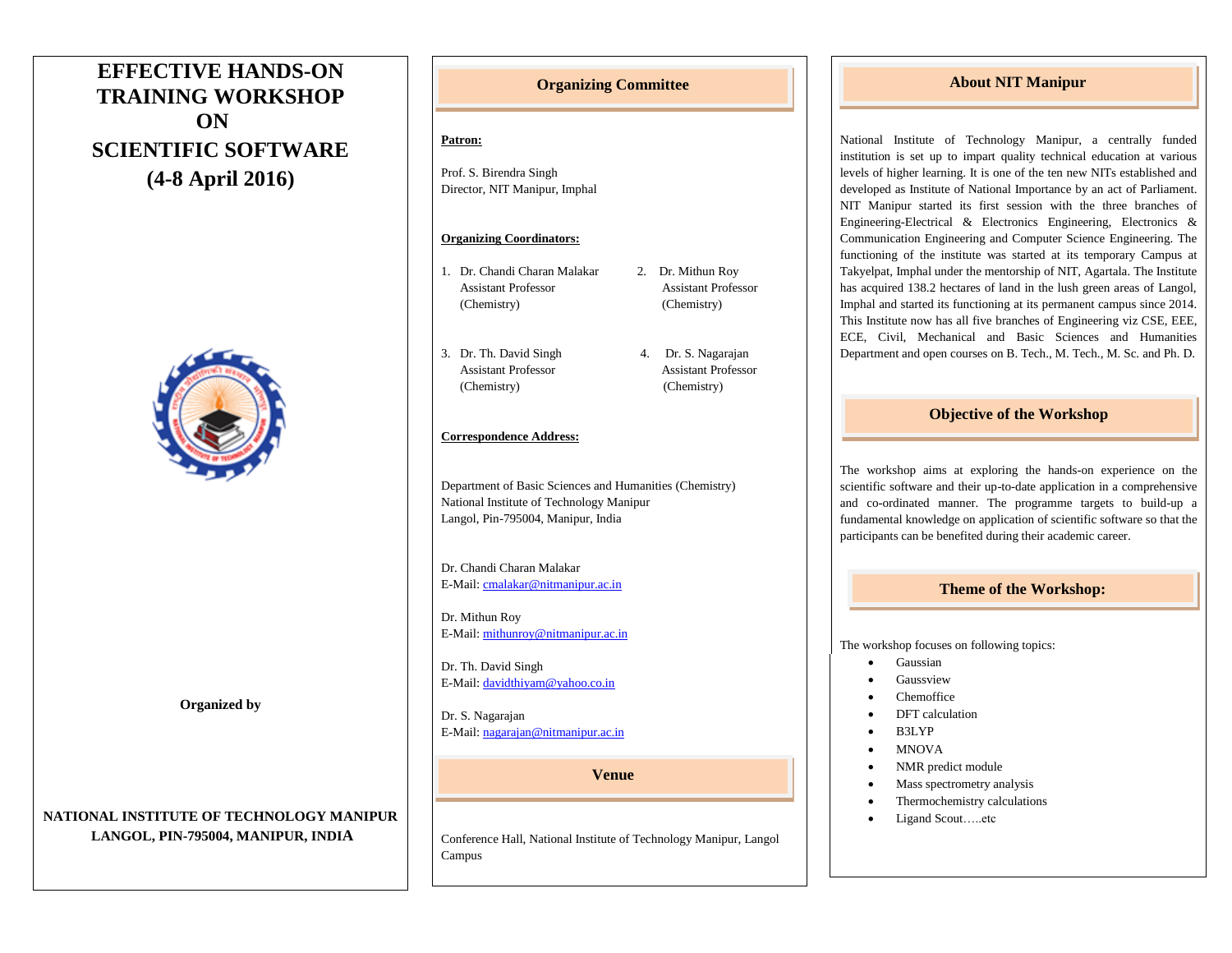# EFFECTIVE HANDS-ON TRAINING WORKSHOP ON SCIENTIFIC SOFTWARE

## (4-8 April 2016)

**Organized by**

**NATIONAL INSTITUTE OF TECHNOLOGY MANIPUR**
**LANGOL, PIN-795004, MANIPUR, INDIA**

## Organizing Committee

**Patron:**

Prof. S. Birendra Singh
Director, NIT Manipur, Imphal

**Organizing Coordinators:**

1. Dr. Chandi Charan Malakar
   Assistant Professor
   (Chemistry)
2. Dr. Mithun Roy
   Assistant Professor
   (Chemistry)
3. Dr. Th. David Singh
   Assistant Professor
   (Chemistry)
4. Dr. S. Nagarajan
   Assistant Professor
   (Chemistry)

**Correspondence Address:**

Department of Basic Sciences and Humanities (Chemistry)
National Institute of Technology Manipur
Langol, Pin-795004, Manipur, India

Dr. Chandi Charan Malakar
E-Mail: cmalakar@nitmanipur.ac.in

Dr. Mithun Roy
E-Mail: mithunroy@nitmanipur.ac.in

Dr. Th. David Singh
E-Mail: davidthiyam@yahoo.co.in

Dr. S. Nagarajan
E-Mail: nagarajan@nitmanipur.ac.in

## Venue

Conference Hall, National Institute of Technology Manipur, Langol Campus

## About NIT Manipur

National Institute of Technology Manipur, a centrally funded institution is set up to impart quality technical education at various levels of higher learning. It is one of the ten new NITs established and developed as Institute of National Importance by an act of Parliament. NIT Manipur started its first session with the three branches of Engineering-Electrical & Electronics Engineering, Electronics & Communication Engineering and Computer Science Engineering. The functioning of the institute was started at its temporary Campus at Takyelpat, Imphal under the mentorship of NIT, Agartala. The Institute has acquired 138.2 hectares of land in the lush green areas of Langol, Imphal and started its functioning at its permanent campus since 2014. This Institute now has all five branches of Engineering viz CSE, EEE, ECE, Civil, Mechanical and Basic Sciences and Humanities Department and open courses on B. Tech., M. Tech., M. Sc. and Ph. D.

## Objective of the Workshop

The workshop aims at exploring the hands-on experience on the scientific software and their up-to-date application in a comprehensive and co-ordinated manner. The programme targets to build-up a fundamental knowledge on application of scientific software so that the participants can be benefited during their academic career.

## Theme of the Workshop:

The workshop focuses on following topics:

- Gaussian
- Gaussview
- Chemoffice
- DFT calculation
- B3LYP
- MNOVA
- NMR predict module
- Mass spectrometry analysis
- Thermochemistry calculations
- Ligand Scout…..etc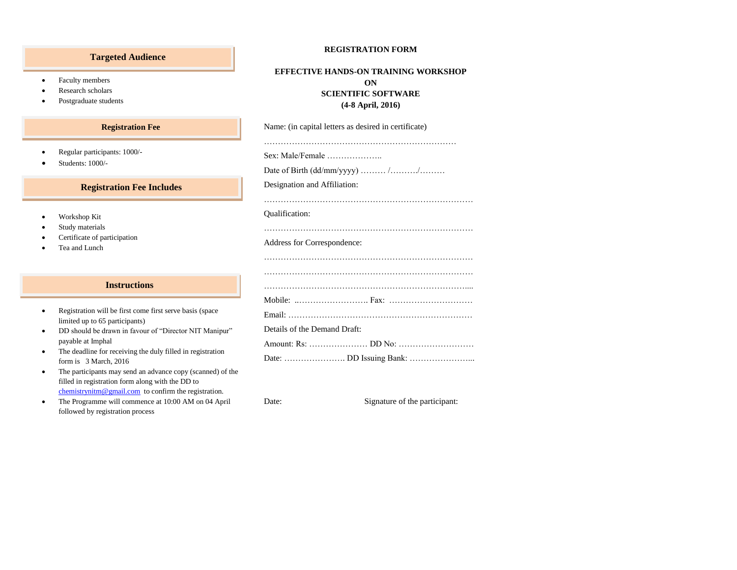## Targeted Audience

- Faculty members
- Research scholars
- Postgraduate students

## Registration Fee

- Regular participants: 1000/-
- Students: 1000/-

## Registration Fee Includes

- Workshop Kit
- Study materials
- Certificate of participation
- Tea and Lunch

## Instructions

- Registration will be first come first serve basis (space limited up to 65 participants)
- DD should be drawn in favour of "Director NIT Manipur" payable at Imphal
- The deadline for receiving the duly filled in registration form is 3 March, 2016
- The participants may send an advance copy (scanned) of the filled in registration form along with the DD to chemistrynitm@gmail.com to confirm the registration.
- The Programme will commence at 10:00 AM on 04 April followed by registration process

**REGISTRATION FORM**

**EFFECTIVE HANDS-ON TRAINING WORKSHOP**
**ON**
**SCIENTIFIC SOFTWARE**
**(4-8 April, 2016)**

Name: (in capital letters as desired in certificate)

……………………………………………………………

Sex: Male/Female ………………..

Date of Birth (dd/mm/yyyy) ……… /………./………

Designation and Affiliation:

………………………………………………………………

Qualification:

………………………………………………………………

Address for Correspondence:

………………………………………………………………

………………………………………………………………

………………………………………………………………...

Mobile: ..……………………. Fax: …………………………

Email: ……………………………………………………………

Details of the Demand Draft:

Amount: Rs: ………………… DD No: ………………………

Date: …………………. DD Issuing Bank: …………………...

Date: Signature of the participant: